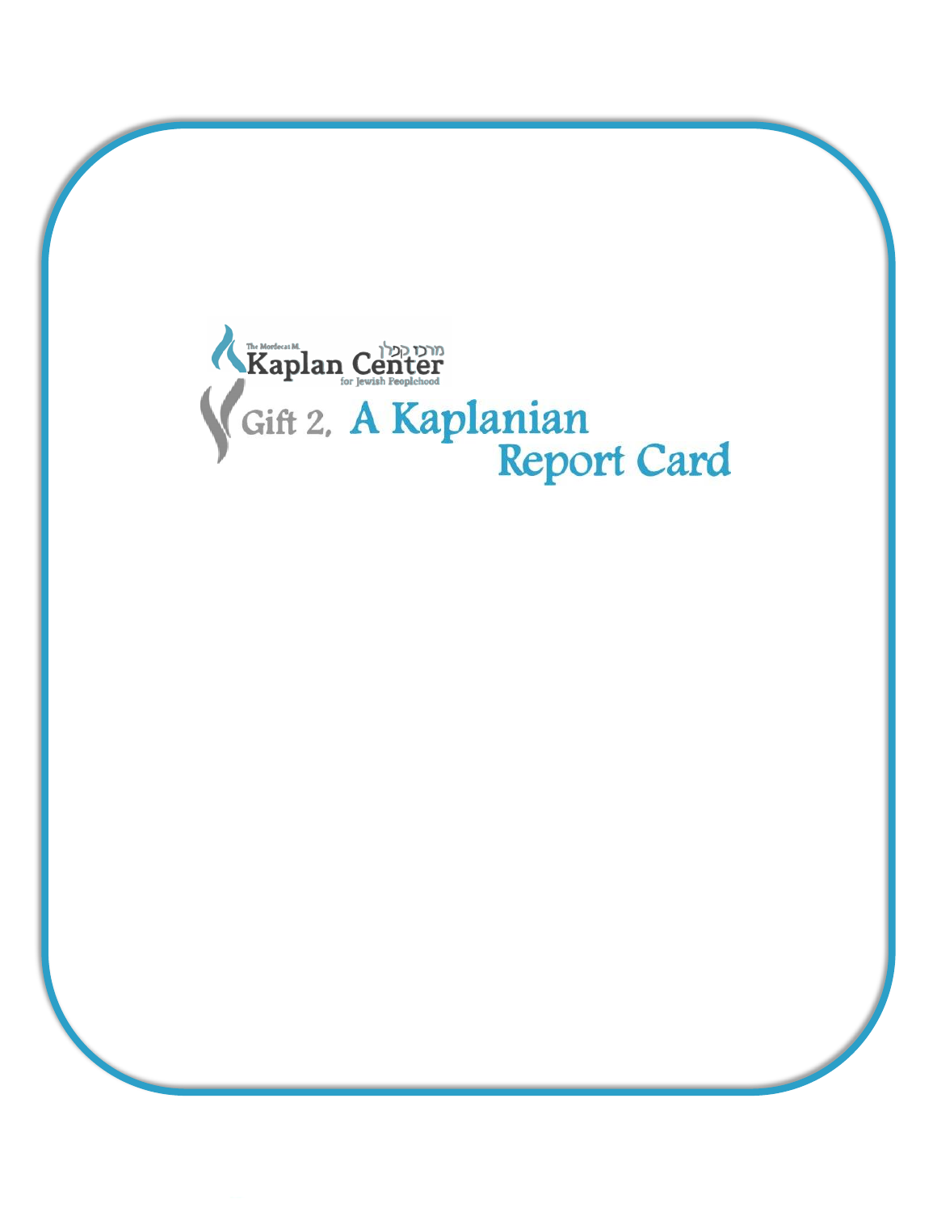The Mordecai M. Kaplan Center for Jewish Peoplehood

מרכז קפלן

# Gift 2, A Kaplanian Report Card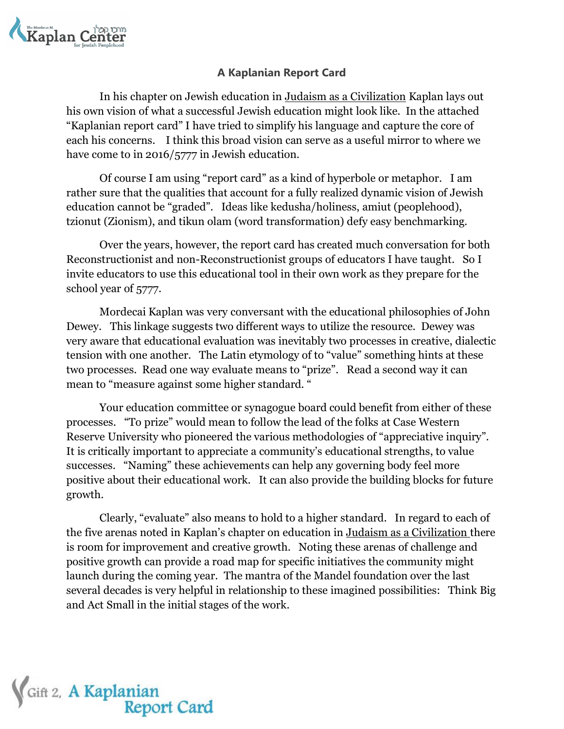## A Kaplanian Report Card

In his chapter on Jewish education in Judaism as a Civilization Kaplan lays out his own vision of what a successful Jewish education might look like. In the attached "Kaplanian report card" I have tried to simplify his language and capture the core of each his concerns. I think this broad vision can serve as a useful mirror to where we have come to in 2016/5777 in Jewish education.

Of course I am using "report card" as a kind of hyperbole or metaphor. I am rather sure that the qualities that account for a fully realized dynamic vision of Jewish education cannot be "graded". Ideas like kedusha/holiness, amiut (peoplehood), tzionut (Zionism), and tikun olam (word transformation) defy easy benchmarking.

Over the years, however, the report card has created much conversation for both Reconstructionist and non-Reconstructionist groups of educators I have taught. So I invite educators to use this educational tool in their own work as they prepare for the school year of 5777.

Mordecai Kaplan was very conversant with the educational philosophies of John Dewey. This linkage suggests two different ways to utilize the resource. Dewey was very aware that educational evaluation was inevitably two processes in creative, dialectic tension with one another. The Latin etymology of to "value" something hints at these two processes. Read one way evaluate means to "prize". Read a second way it can mean to "measure against some higher standard. "

Your education committee or synagogue board could benefit from either of these processes. "To prize" would mean to follow the lead of the folks at Case Western Reserve University who pioneered the various methodologies of "appreciative inquiry". It is critically important to appreciate a community's educational strengths, to value successes. "Naming" these achievements can help any governing body feel more positive about their educational work. It can also provide the building blocks for future growth.

Clearly, "evaluate" also means to hold to a higher standard. In regard to each of the five arenas noted in Kaplan's chapter on education in Judaism as a Civilization there is room for improvement and creative growth. Noting these arenas of challenge and positive growth can provide a road map for specific initiatives the community might launch during the coming year. The mantra of the Mandel foundation over the last several decades is very helpful in relationship to these imagined possibilities: Think Big and Act Small in the initial stages of the work.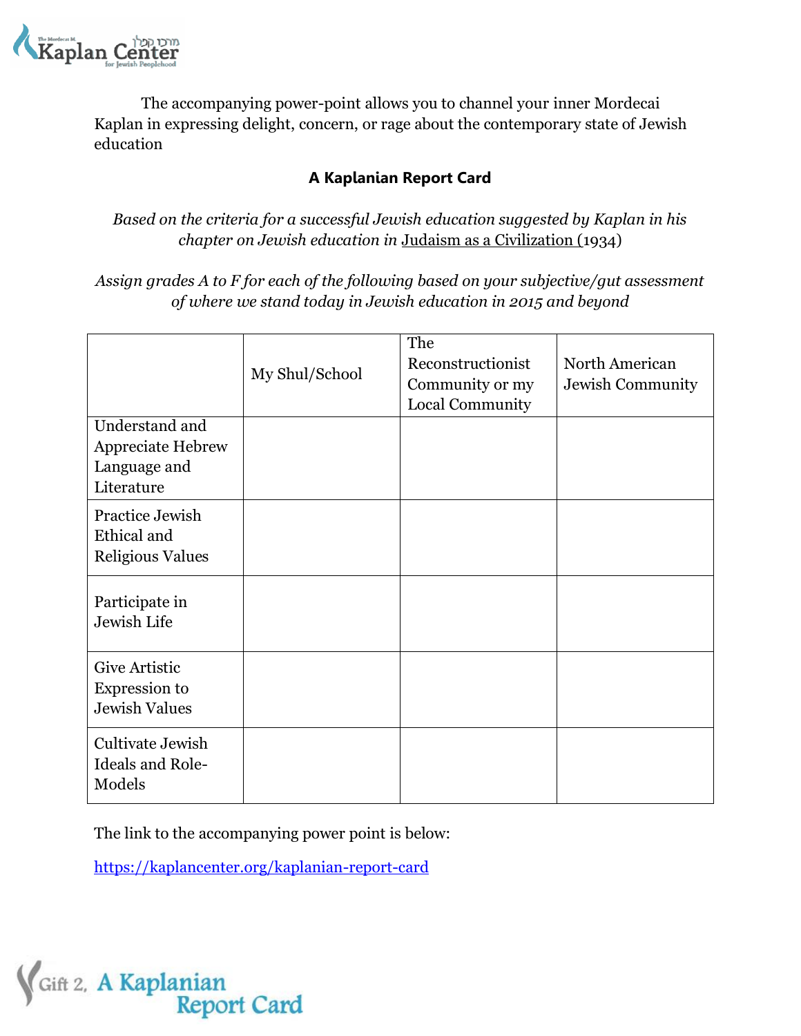The accompanying power-point allows you to channel your inner Mordecai Kaplan in expressing delight, concern, or rage about the contemporary state of Jewish education

## A Kaplanian Report Card

*Based on the criteria for a successful Jewish education suggested by Kaplan in his chapter on Jewish education in* Judaism as a Civilization (1934)

*Assign grades A to F for each of the following based on your subjective/gut assessment of where we stand today in Jewish education in 2015 and beyond*

| | My Shul/School | The Reconstructionist Community or my Local Community | North American Jewish Community |
|---|---|---|---|
| Understand and Appreciate Hebrew Language and Literature | | | |
| Practice Jewish Ethical and Religious Values | | | |
| Participate in Jewish Life | | | |
| Give Artistic Expression to Jewish Values | | | |
| Cultivate Jewish Ideals and Role-Models | | | |

The link to the accompanying power point is below:

https://kaplancenter.org/kaplanian-report-card

Gift 2, A Kaplanian Report Card